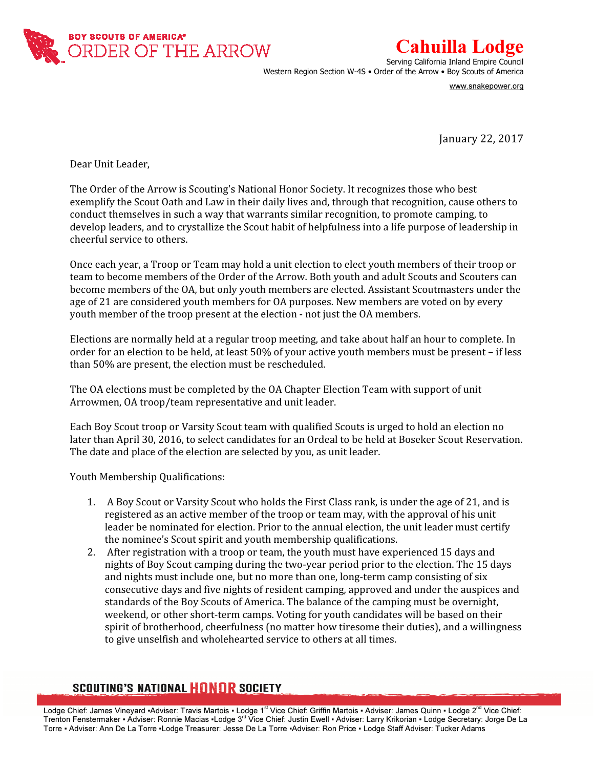BOY SCOUTS OF AMERICA®
ORDER OF THE ARROW

# Cahuilla Lodge

Serving California Inland Empire Council
Western Region Section W-4S • Order of the Arrow • Boy Scouts of America
www.snakepower.org

January 22, 2017

Dear Unit Leader,

The Order of the Arrow is Scouting's National Honor Society. It recognizes those who best exemplify the Scout Oath and Law in their daily lives and, through that recognition, cause others to conduct themselves in such a way that warrants similar recognition, to promote camping, to develop leaders, and to crystallize the Scout habit of helpfulness into a life purpose of leadership in cheerful service to others.

Once each year, a Troop or Team may hold a unit election to elect youth members of their troop or team to become members of the Order of the Arrow. Both youth and adult Scouts and Scouters can become members of the OA, but only youth members are elected. Assistant Scoutmasters under the age of 21 are considered youth members for OA purposes. New members are voted on by every youth member of the troop present at the election - not just the OA members.

Elections are normally held at a regular troop meeting, and take about half an hour to complete. In order for an election to be held, at least 50% of your active youth members must be present – if less than 50% are present, the election must be rescheduled.

The OA elections must be completed by the OA Chapter Election Team with support of unit Arrowmen, OA troop/team representative and unit leader.

Each Boy Scout troop or Varsity Scout team with qualified Scouts is urged to hold an election no later than April 30, 2016, to select candidates for an Ordeal to be held at Boseker Scout Reservation. The date and place of the election are selected by you, as unit leader.

Youth Membership Qualifications:

1. A Boy Scout or Varsity Scout who holds the First Class rank, is under the age of 21, and is registered as an active member of the troop or team may, with the approval of his unit leader be nominated for election. Prior to the annual election, the unit leader must certify the nominee's Scout spirit and youth membership qualifications.
2. After registration with a troop or team, the youth must have experienced 15 days and nights of Boy Scout camping during the two-year period prior to the election. The 15 days and nights must include one, but no more than one, long-term camp consisting of six consecutive days and five nights of resident camping, approved and under the auspices and standards of the Boy Scouts of America. The balance of the camping must be overnight, weekend, or other short-term camps. Voting for youth candidates will be based on their spirit of brotherhood, cheerfulness (no matter how tiresome their duties), and a willingness to give unselfish and wholehearted service to others at all times.

SCOUTING'S NATIONAL HONOR SOCIETY

Lodge Chief: James Vineyard • Adviser: Travis Martois • Lodge 1st Vice Chief: Griffin Martois • Adviser: James Quinn • Lodge 2nd Vice Chief: Trenton Fenstermaker • Adviser: Ronnie Macias • Lodge 3rd Vice Chief: Justin Ewell • Adviser: Larry Krikorian • Lodge Secretary: Jorge De La Torre • Adviser: Ann De La Torre • Lodge Treasurer: Jesse De La Torre • Adviser: Ron Price • Lodge Staff Adviser: Tucker Adams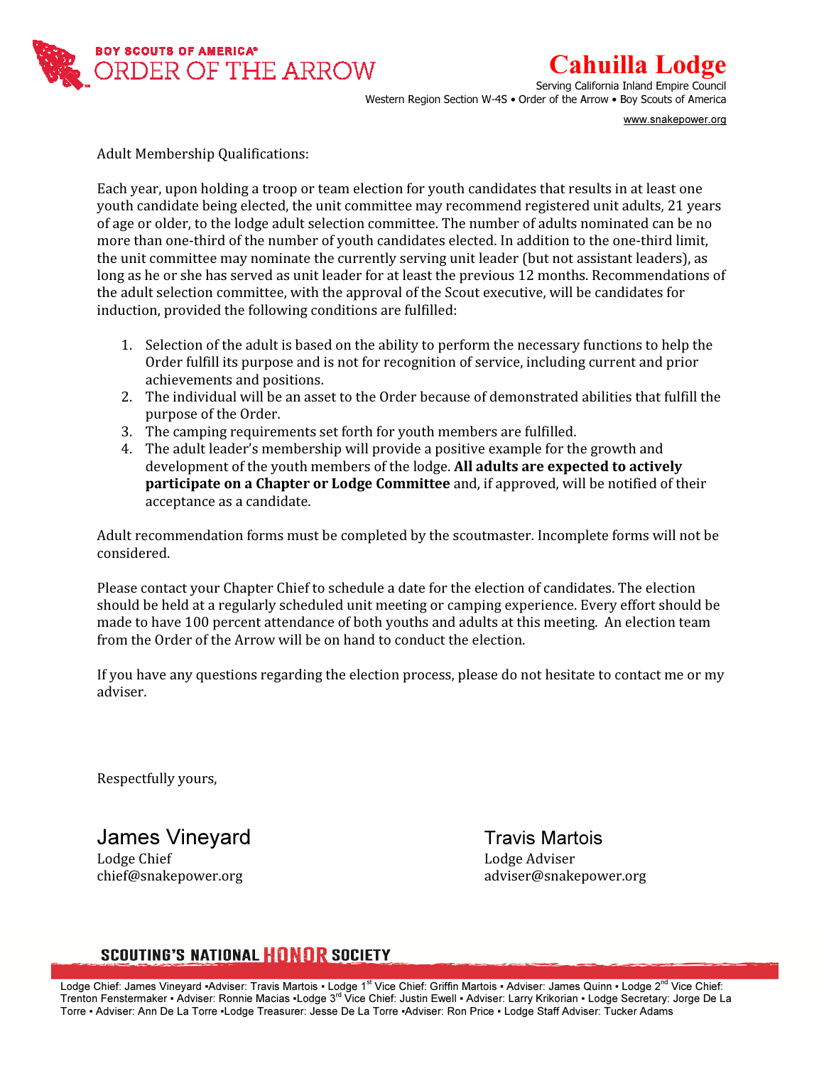BOY SCOUTS OF AMERICA®
ORDER OF THE ARROW

# Cahuilla Lodge

Serving California Inland Empire Council
Western Region Section W-4S • Order of the Arrow • Boy Scouts of America

www.snakepower.org

Adult Membership Qualifications:

Each year, upon holding a troop or team election for youth candidates that results in at least one youth candidate being elected, the unit committee may recommend registered unit adults, 21 years of age or older, to the lodge adult selection committee. The number of adults nominated can be no more than one-third of the number of youth candidates elected. In addition to the one-third limit, the unit committee may nominate the currently serving unit leader (but not assistant leaders), as long as he or she has served as unit leader for at least the previous 12 months. Recommendations of the adult selection committee, with the approval of the Scout executive, will be candidates for induction, provided the following conditions are fulfilled:

1. Selection of the adult is based on the ability to perform the necessary functions to help the Order fulfill its purpose and is not for recognition of service, including current and prior achievements and positions.
2. The individual will be an asset to the Order because of demonstrated abilities that fulfill the purpose of the Order.
3. The camping requirements set forth for youth members are fulfilled.
4. The adult leader's membership will provide a positive example for the growth and development of the youth members of the lodge. **All adults are expected to actively participate on a Chapter or Lodge Committee** and, if approved, will be notified of their acceptance as a candidate.

Adult recommendation forms must be completed by the scoutmaster. Incomplete forms will not be considered.

Please contact your Chapter Chief to schedule a date for the election of candidates. The election should be held at a regularly scheduled unit meeting or camping experience. Every effort should be made to have 100 percent attendance of both youths and adults at this meeting. An election team from the Order of the Arrow will be on hand to conduct the election.

If you have any questions regarding the election process, please do not hesitate to contact me or my adviser.

Respectfully yours,

James Vineyard
Lodge Chief
chief@snakepower.org

Travis Martois
Lodge Adviser
adviser@snakepower.org

SCOUTING'S NATIONAL HONOR SOCIETY

Lodge Chief: James Vineyard •Adviser: Travis Martois • Lodge 1st Vice Chief: Griffin Martois • Adviser: James Quinn • Lodge 2nd Vice Chief: Trenton Fenstermaker • Adviser: Ronnie Macias •Lodge 3rd Vice Chief: Justin Ewell • Adviser: Larry Krikorian • Lodge Secretary: Jorge De La Torre • Adviser: Ann De La Torre •Lodge Treasurer: Jesse De La Torre •Adviser: Ron Price • Lodge Staff Adviser: Tucker Adams